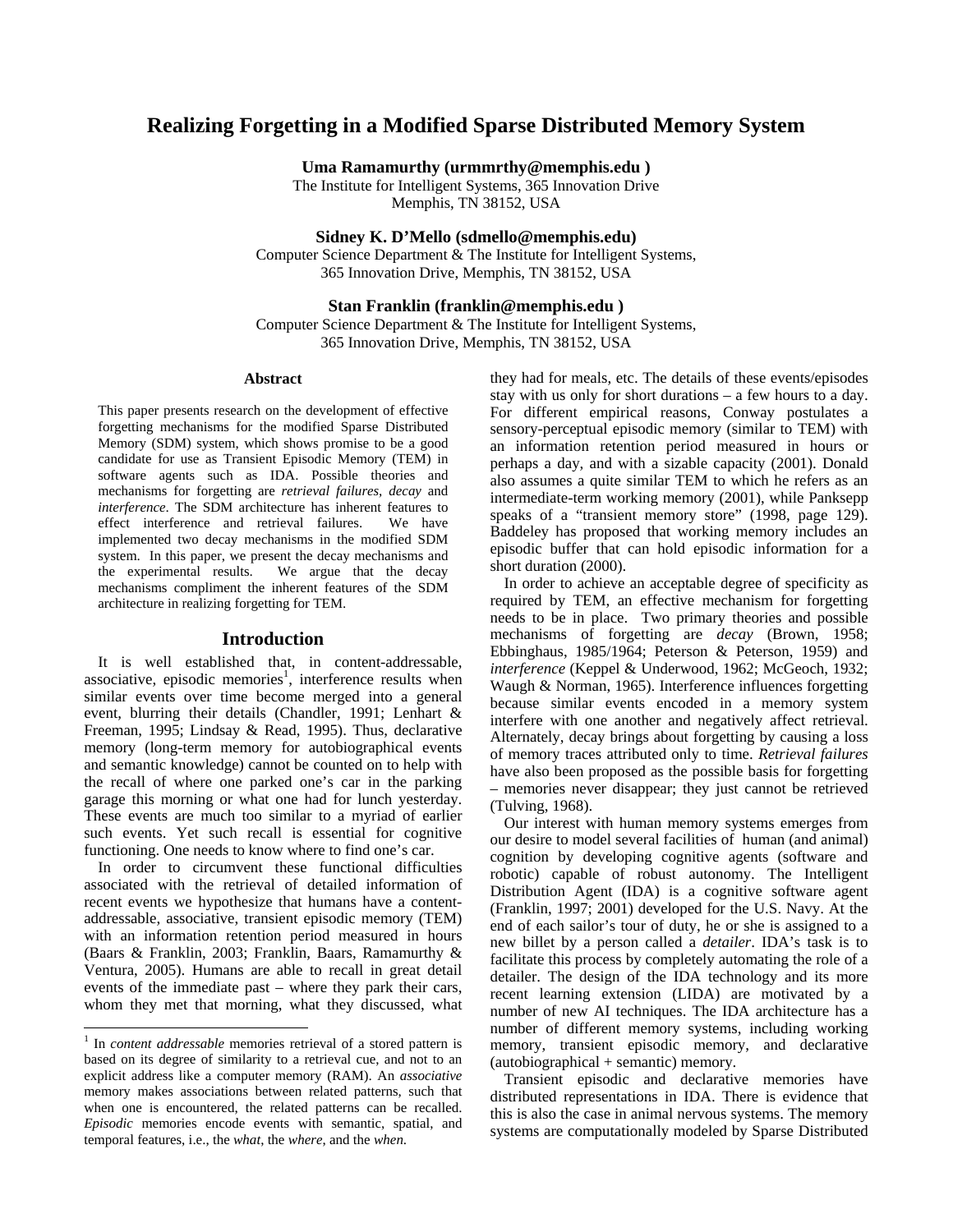# Realizing Forgetting in a Modified Sparse Distributed Memory System

**Uma Ramamurthy (urmmrthy@memphis.edu )**
The Institute for Intelligent Systems, 365 Innovation Drive
Memphis, TN 38152, USA

**Sidney K. D'Mello (sdmello@memphis.edu)**
Computer Science Department & The Institute for Intelligent Systems,
365 Innovation Drive, Memphis, TN 38152, USA

**Stan Franklin (franklin@memphis.edu )**
Computer Science Department & The Institute for Intelligent Systems,
365 Innovation Drive, Memphis, TN 38152, USA

## Abstract

This paper presents research on the development of effective forgetting mechanisms for the modified Sparse Distributed Memory (SDM) system, which shows promise to be a good candidate for use as Transient Episodic Memory (TEM) in software agents such as IDA. Possible theories and mechanisms for forgetting are *retrieval failures*, *decay* and *interference*. The SDM architecture has inherent features to effect interference and retrieval failures. We have implemented two decay mechanisms in the modified SDM system. In this paper, we present the decay mechanisms and the experimental results. We argue that the decay mechanisms compliment the inherent features of the SDM architecture in realizing forgetting for TEM.

## Introduction

It is well established that, in content-addressable, associative, episodic memories[1], interference results when similar events over time become merged into a general event, blurring their details (Chandler, 1991; Lenhart & Freeman, 1995; Lindsay & Read, 1995). Thus, declarative memory (long-term memory for autobiographical events and semantic knowledge) cannot be counted on to help with the recall of where one parked one's car in the parking garage this morning or what one had for lunch yesterday. These events are much too similar to a myriad of earlier such events. Yet such recall is essential for cognitive functioning. One needs to know where to find one's car.

In order to circumvent these functional difficulties associated with the retrieval of detailed information of recent events we hypothesize that humans have a content-addressable, associative, transient episodic memory (TEM) with an information retention period measured in hours (Baars & Franklin, 2003; Franklin, Baars, Ramamurthy & Ventura, 2005). Humans are able to recall in great detail events of the immediate past – where they park their cars, whom they met that morning, what they discussed, what they had for meals, etc. The details of these events/episodes stay with us only for short durations – a few hours to a day. For different empirical reasons, Conway postulates a sensory-perceptual episodic memory (similar to TEM) with an information retention period measured in hours or perhaps a day, and with a sizable capacity (2001). Donald also assumes a quite similar TEM to which he refers as an intermediate-term working memory (2001), while Panksepp speaks of a "transient memory store" (1998, page 129). Baddeley has proposed that working memory includes an episodic buffer that can hold episodic information for a short duration (2000).

In order to achieve an acceptable degree of specificity as required by TEM, an effective mechanism for forgetting needs to be in place. Two primary theories and possible mechanisms of forgetting are *decay* (Brown, 1958; Ebbinghaus, 1985/1964; Peterson & Peterson, 1959) and *interference* (Keppel & Underwood, 1962; McGeoch, 1932; Waugh & Norman, 1965). Interference influences forgetting because similar events encoded in a memory system interfere with one another and negatively affect retrieval. Alternately, decay brings about forgetting by causing a loss of memory traces attributed only to time. *Retrieval failures* have also been proposed as the possible basis for forgetting – memories never disappear; they just cannot be retrieved (Tulving, 1968).

Our interest with human memory systems emerges from our desire to model several facilities of human (and animal) cognition by developing cognitive agents (software and robotic) capable of robust autonomy. The Intelligent Distribution Agent (IDA) is a cognitive software agent (Franklin, 1997; 2001) developed for the U.S. Navy. At the end of each sailor's tour of duty, he or she is assigned to a new billet by a person called a *detailer*. IDA's task is to facilitate this process by completely automating the role of a detailer. The design of the IDA technology and its more recent learning extension (LIDA) are motivated by a number of new AI techniques. The IDA architecture has a number of different memory systems, including working memory, transient episodic memory, and declarative (autobiographical + semantic) memory.

Transient episodic and declarative memories have distributed representations in IDA. There is evidence that this is also the case in animal nervous systems. The memory systems are computationally modeled by Sparse Distributed

---

[1] In *content addressable* memories retrieval of a stored pattern is based on its degree of similarity to a retrieval cue, and not to an explicit address like a computer memory (RAM). An *associative* memory makes associations between related patterns, such that when one is encountered, the related patterns can be recalled. *Episodic* memories encode events with semantic, spatial, and temporal features, i.e., the *what*, the *where*, and the *when*.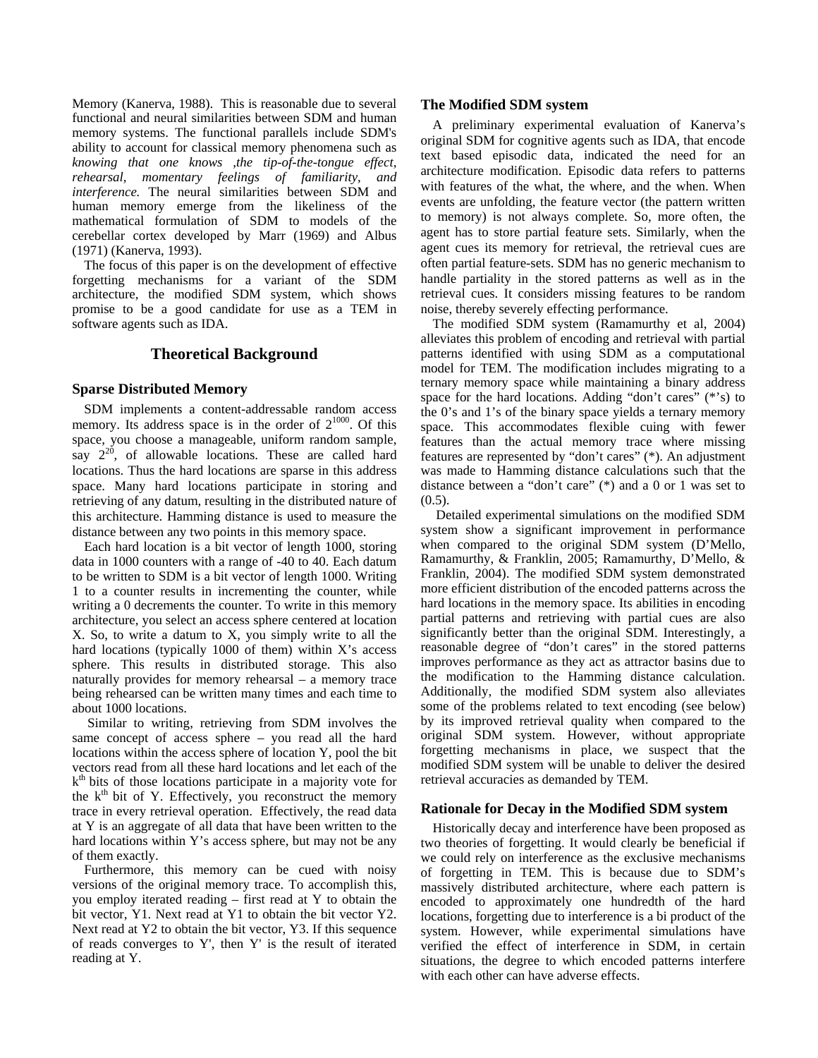Memory (Kanerva, 1988). This is reasonable due to several functional and neural similarities between SDM and human memory systems. The functional parallels include SDM's ability to account for classical memory phenomena such as *knowing that one knows ,the tip-of-the-tongue effect, rehearsal, momentary feelings of familiarity, and interference.* The neural similarities between SDM and human memory emerge from the likeliness of the mathematical formulation of SDM to models of the cerebellar cortex developed by Marr (1969) and Albus (1971) (Kanerva, 1993).

The focus of this paper is on the development of effective forgetting mechanisms for a variant of the SDM architecture, the modified SDM system, which shows promise to be a good candidate for use as a TEM in software agents such as IDA.

## Theoretical Background

### Sparse Distributed Memory

SDM implements a content-addressable random access memory. Its address space is in the order of $2^{1000}$. Of this space, you choose a manageable, uniform random sample, say $2^{20}$, of allowable locations. These are called hard locations. Thus the hard locations are sparse in this address space. Many hard locations participate in storing and retrieving of any datum, resulting in the distributed nature of this architecture. Hamming distance is used to measure the distance between any two points in this memory space.

Each hard location is a bit vector of length 1000, storing data in 1000 counters with a range of -40 to 40. Each datum to be written to SDM is a bit vector of length 1000. Writing 1 to a counter results in incrementing the counter, while writing a 0 decrements the counter. To write in this memory architecture, you select an access sphere centered at location X. So, to write a datum to X, you simply write to all the hard locations (typically 1000 of them) within X's access sphere. This results in distributed storage. This also naturally provides for memory rehearsal – a memory trace being rehearsed can be written many times and each time to about 1000 locations.

Similar to writing, retrieving from SDM involves the same concept of access sphere – you read all the hard locations within the access sphere of location Y, pool the bit vectors read from all these hard locations and let each of the $k^{th}$ bits of those locations participate in a majority vote for the $k^{th}$ bit of Y. Effectively, you reconstruct the memory trace in every retrieval operation. Effectively, the read data at Y is an aggregate of all data that have been written to the hard locations within Y's access sphere, but may not be any of them exactly.

Furthermore, this memory can be cued with noisy versions of the original memory trace. To accomplish this, you employ iterated reading – first read at Y to obtain the bit vector, Y1. Next read at Y1 to obtain the bit vector Y2. Next read at Y2 to obtain the bit vector, Y3. If this sequence of reads converges to Y', then Y' is the result of iterated reading at Y.

### The Modified SDM system

A preliminary experimental evaluation of Kanerva's original SDM for cognitive agents such as IDA, that encode text based episodic data, indicated the need for an architecture modification. Episodic data refers to patterns with features of the what, the where, and the when. When events are unfolding, the feature vector (the pattern written to memory) is not always complete. So, more often, the agent has to store partial feature sets. Similarly, when the agent cues its memory for retrieval, the retrieval cues are often partial feature-sets. SDM has no generic mechanism to handle partiality in the stored patterns as well as in the retrieval cues. It considers missing features to be random noise, thereby severely effecting performance.

The modified SDM system (Ramamurthy et al, 2004) alleviates this problem of encoding and retrieval with partial patterns identified with using SDM as a computational model for TEM. The modification includes migrating to a ternary memory space while maintaining a binary address space for the hard locations. Adding "don't cares" (*'s) to the 0's and 1's of the binary space yields a ternary memory space. This accommodates flexible cuing with fewer features than the actual memory trace where missing features are represented by "don't cares" (*). An adjustment was made to Hamming distance calculations such that the distance between a "don't care" (*) and a 0 or 1 was set to (0.5).

Detailed experimental simulations on the modified SDM system show a significant improvement in performance when compared to the original SDM system (D'Mello, Ramamurthy, & Franklin, 2005; Ramamurthy, D'Mello, & Franklin, 2004). The modified SDM system demonstrated more efficient distribution of the encoded patterns across the hard locations in the memory space. Its abilities in encoding partial patterns and retrieving with partial cues are also significantly better than the original SDM. Interestingly, a reasonable degree of "don't cares" in the stored patterns improves performance as they act as attractor basins due to the modification to the Hamming distance calculation. Additionally, the modified SDM system also alleviates some of the problems related to text encoding (see below) by its improved retrieval quality when compared to the original SDM system. However, without appropriate forgetting mechanisms in place, we suspect that the modified SDM system will be unable to deliver the desired retrieval accuracies as demanded by TEM.

### Rationale for Decay in the Modified SDM system

Historically decay and interference have been proposed as two theories of forgetting. It would clearly be beneficial if we could rely on interference as the exclusive mechanisms of forgetting in TEM. This is because due to SDM's massively distributed architecture, where each pattern is encoded to approximately one hundredth of the hard locations, forgetting due to interference is a bi product of the system. However, while experimental simulations have verified the effect of interference in SDM, in certain situations, the degree to which encoded patterns interfere with each other can have adverse effects.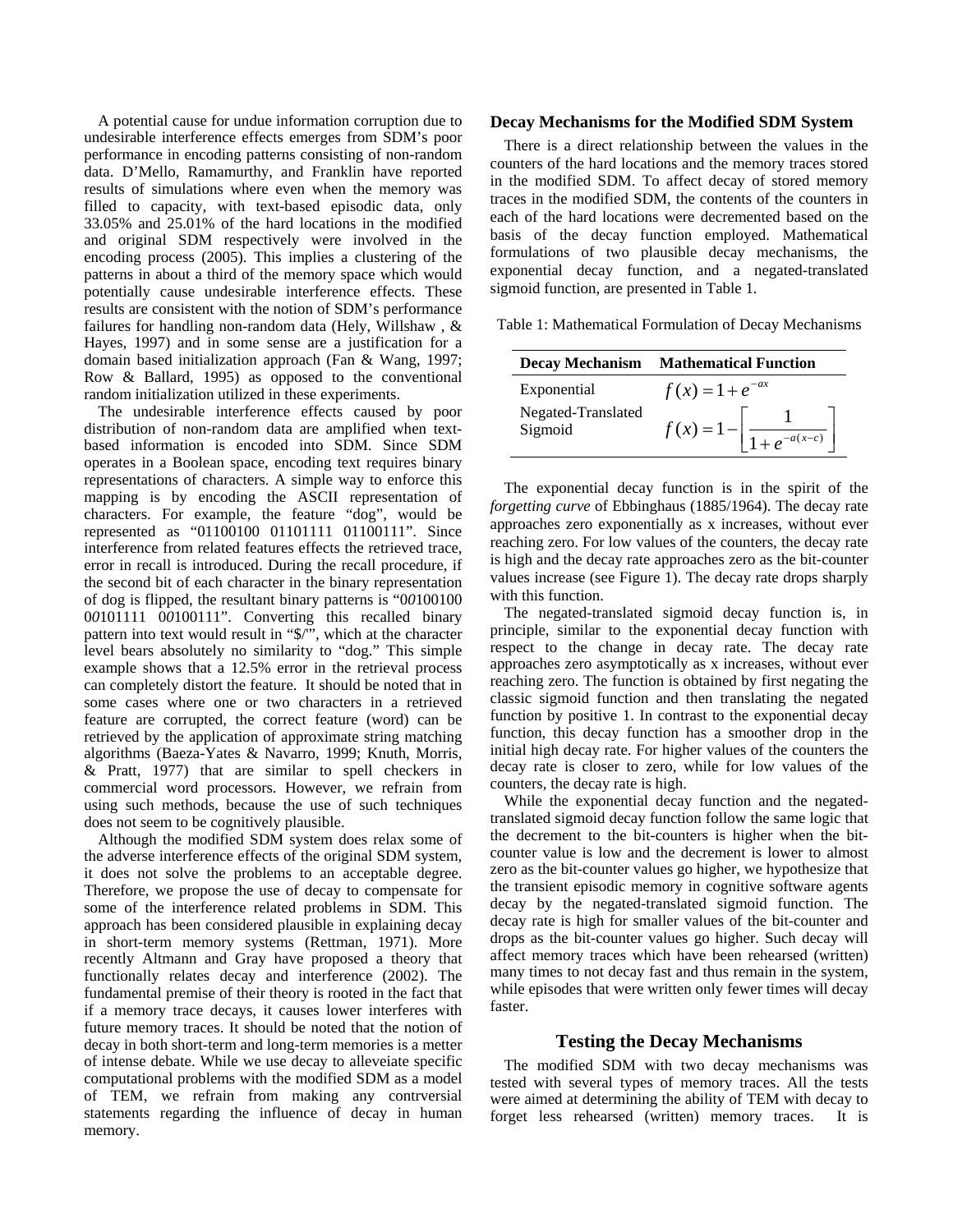A potential cause for undue information corruption due to undesirable interference effects emerges from SDM's poor performance in encoding patterns consisting of non-random data. D'Mello, Ramamurthy, and Franklin have reported results of simulations where even when the memory was filled to capacity, with text-based episodic data, only 33.05% and 25.01% of the hard locations in the modified and original SDM respectively were involved in the encoding process (2005). This implies a clustering of the patterns in about a third of the memory space which would potentially cause undesirable interference effects. These results are consistent with the notion of SDM's performance failures for handling non-random data (Hely, Willshaw , & Hayes, 1997) and in some sense are a justification for a domain based initialization approach (Fan & Wang, 1997; Row & Ballard, 1995) as opposed to the conventional random initialization utilized in these experiments.

The undesirable interference effects caused by poor distribution of non-random data are amplified when text-based information is encoded into SDM. Since SDM operates in a Boolean space, encoding text requires binary representations of characters. A simple way to enforce this mapping is by encoding the ASCII representation of characters. For example, the feature "dog", would be represented as "01100100 01101111 01100111". Since interference from related features effects the retrieved trace, error in recall is introduced. During the recall procedure, if the second bit of each character in the binary representation of dog is flipped, the resultant binary patterns is "0*0*100100 0*0*101111 0*0*100111". Converting this recalled binary pattern into text would result in "$/'", which at the character level bears absolutely no similarity to "dog." This simple example shows that a 12.5% error in the retrieval process can completely distort the feature. It should be noted that in some cases where one or two characters in a retrieved feature are corrupted, the correct feature (word) can be retrieved by the application of approximate string matching algorithms (Baeza-Yates & Navarro, 1999; Knuth, Morris, & Pratt, 1977) that are similar to spell checkers in commercial word processors. However, we refrain from using such methods, because the use of such techniques does not seem to be cognitively plausible.

Although the modified SDM system does relax some of the adverse interference effects of the original SDM system, it does not solve the problems to an acceptable degree. Therefore, we propose the use of decay to compensate for some of the interference related problems in SDM. This approach has been considered plausible in explaining decay in short-term memory systems (Rettman, 1971). More recently Altmann and Gray have proposed a theory that functionally relates decay and interference (2002). The fundamental premise of their theory is rooted in the fact that if a memory trace decays, it causes lower interferes with future memory traces. It should be noted that the notion of decay in both short-term and long-term memories is a metter of intense debate. While we use decay to alleveiate specific computational problems with the modified SDM as a model of TEM, we refrain from making any contrversial statements regarding the influence of decay in human memory.

## Decay Mechanisms for the Modified SDM System

There is a direct relationship between the values in the counters of the hard locations and the memory traces stored in the modified SDM. To affect decay of stored memory traces in the modified SDM, the contents of the counters in each of the hard locations were decremented based on the basis of the decay function employed. Mathematical formulations of two plausible decay mechanisms, the exponential decay function, and a negated-translated sigmoid function, are presented in Table 1.

Table 1: Mathematical Formulation of Decay Mechanisms

| Decay Mechanism | Mathematical Function |
|---|---|
| Exponential | $f(x) = 1 + e^{-ax}$ |
| Negated-Translated Sigmoid | $f(x) = 1 - \left[ \frac{1}{1 + e^{-a(x-c)}} \right]$ |

The exponential decay function is in the spirit of the *forgetting curve* of Ebbinghaus (1885/1964). The decay rate approaches zero exponentially as x increases, without ever reaching zero. For low values of the counters, the decay rate is high and the decay rate approaches zero as the bit-counter values increase (see Figure 1). The decay rate drops sharply with this function.

The negated-translated sigmoid decay function is, in principle, similar to the exponential decay function with respect to the change in decay rate. The decay rate approaches zero asymptotically as x increases, without ever reaching zero. The function is obtained by first negating the classic sigmoid function and then translating the negated function by positive 1. In contrast to the exponential decay function, this decay function has a smoother drop in the initial high decay rate. For higher values of the counters the decay rate is closer to zero, while for low values of the counters, the decay rate is high.

While the exponential decay function and the negated-translated sigmoid decay function follow the same logic that the decrement to the bit-counters is higher when the bit-counter value is low and the decrement is lower to almost zero as the bit-counter values go higher, we hypothesize that the transient episodic memory in cognitive software agents decay by the negated-translated sigmoid function. The decay rate is high for smaller values of the bit-counter and drops as the bit-counter values go higher. Such decay will affect memory traces which have been rehearsed (written) many times to not decay fast and thus remain in the system, while episodes that were written only fewer times will decay faster.

## Testing the Decay Mechanisms

The modified SDM with two decay mechanisms was tested with several types of memory traces. All the tests were aimed at determining the ability of TEM with decay to forget less rehearsed (written) memory traces. It is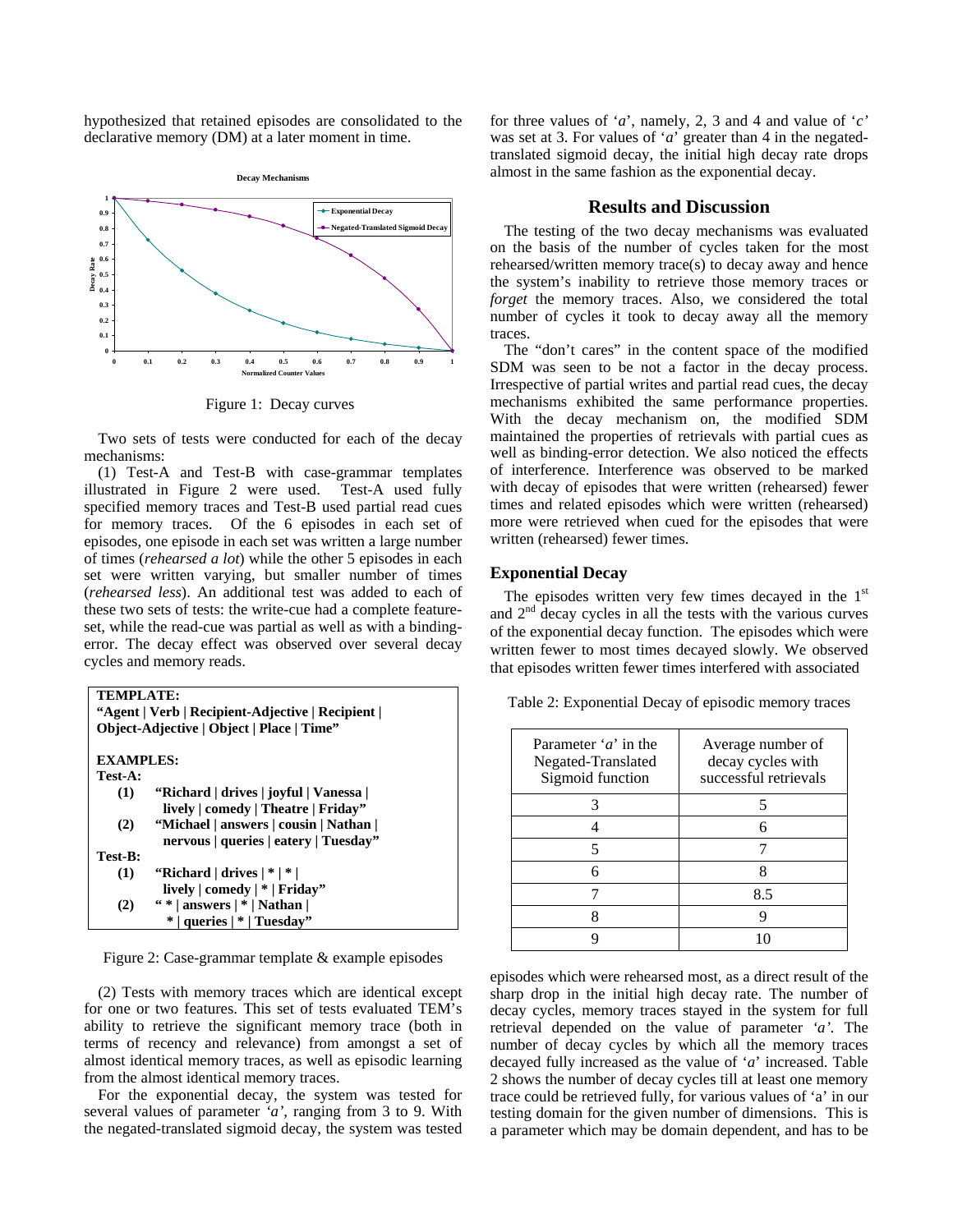hypothesized that retained episodes are consolidated to the declarative memory (DM) at a later moment in time.

Figure 1: Decay curves

Two sets of tests were conducted for each of the decay mechanisms:

(1) Test-A and Test-B with case-grammar templates illustrated in Figure 2 were used. Test-A used fully specified memory traces and Test-B used partial read cues for memory traces. Of the 6 episodes in each set of episodes, one episode in each set was written a large number of times (*rehearsed a lot*) while the other 5 episodes in each set were written varying, but smaller number of times (*rehearsed less*). An additional test was added to each of these two sets of tests: the write-cue had a complete feature-set, while the read-cue was partial as well as with a binding-error. The decay effect was observed over several decay cycles and memory reads.

**TEMPLATE:**
**"Agent | Verb | Recipient-Adjective | Recipient | Object-Adjective | Object | Place | Time"**

**EXAMPLES:**
**Test-A:**
**(1)** **"Richard | drives | joyful | Vanessa | lively | comedy | Theatre | Friday"**
**(2)** **"Michael | answers | cousin | Nathan | nervous | queries | eatery | Tuesday"**
**Test-B:**
**(1)** **"Richard | drives | * | * | lively | comedy | * | Friday"**
**(2)** **" * | answers | * | Nathan | * | queries | * | Tuesday"**

Figure 2: Case-grammar template & example episodes

(2) Tests with memory traces which are identical except for one or two features. This set of tests evaluated TEM's ability to retrieve the significant memory trace (both in terms of recency and relevance) from amongst a set of almost identical memory traces, as well as episodic learning from the almost identical memory traces.

For the exponential decay, the system was tested for several values of parameter *'a'*, ranging from 3 to 9. With the negated-translated sigmoid decay, the system was tested for three values of '*a*', namely, 2, 3 and 4 and value of '*c*' was set at 3. For values of '*a*' greater than 4 in the negated-translated sigmoid decay, the initial high decay rate drops almost in the same fashion as the exponential decay.

## Results and Discussion

The testing of the two decay mechanisms was evaluated on the basis of the number of cycles taken for the most rehearsed/written memory trace(s) to decay away and hence the system's inability to retrieve those memory traces or *forget* the memory traces. Also, we considered the total number of cycles it took to decay away all the memory traces.

The "don't cares" in the content space of the modified SDM was seen to be not a factor in the decay process. Irrespective of partial writes and partial read cues, the decay mechanisms exhibited the same performance properties. With the decay mechanism on, the modified SDM maintained the properties of retrievals with partial cues as well as binding-error detection. We also noticed the effects of interference. Interference was observed to be marked with decay of episodes that were written (rehearsed) fewer times and related episodes which were written (rehearsed) more were retrieved when cued for the episodes that were written (rehearsed) fewer times.

### Exponential Decay

The episodes written very few times decayed in the 1st and 2nd decay cycles in all the tests with the various curves of the exponential decay function. The episodes which were written fewer to most times decayed slowly. We observed that episodes written fewer times interfered with associated episodes which were rehearsed most, as a direct result of the sharp drop in the initial high decay rate. The number of decay cycles, memory traces stayed in the system for full retrieval depended on the value of parameter *'a'*. The number of decay cycles by which all the memory traces decayed fully increased as the value of '*a*' increased. Table 2 shows the number of decay cycles till at least one memory trace could be retrieved fully, for various values of 'a' in our testing domain for the given number of dimensions. This is a parameter which may be domain dependent, and has to be

Table 2: Exponential Decay of episodic memory traces

| Parameter '*a*' in the Negated-Translated Sigmoid function | Average number of decay cycles with successful retrievals |
|---|---|
| 3 | 5 |
| 4 | 6 |
| 5 | 7 |
| 6 | 8 |
| 7 | 8.5 |
| 8 | 9 |
| 9 | 10 |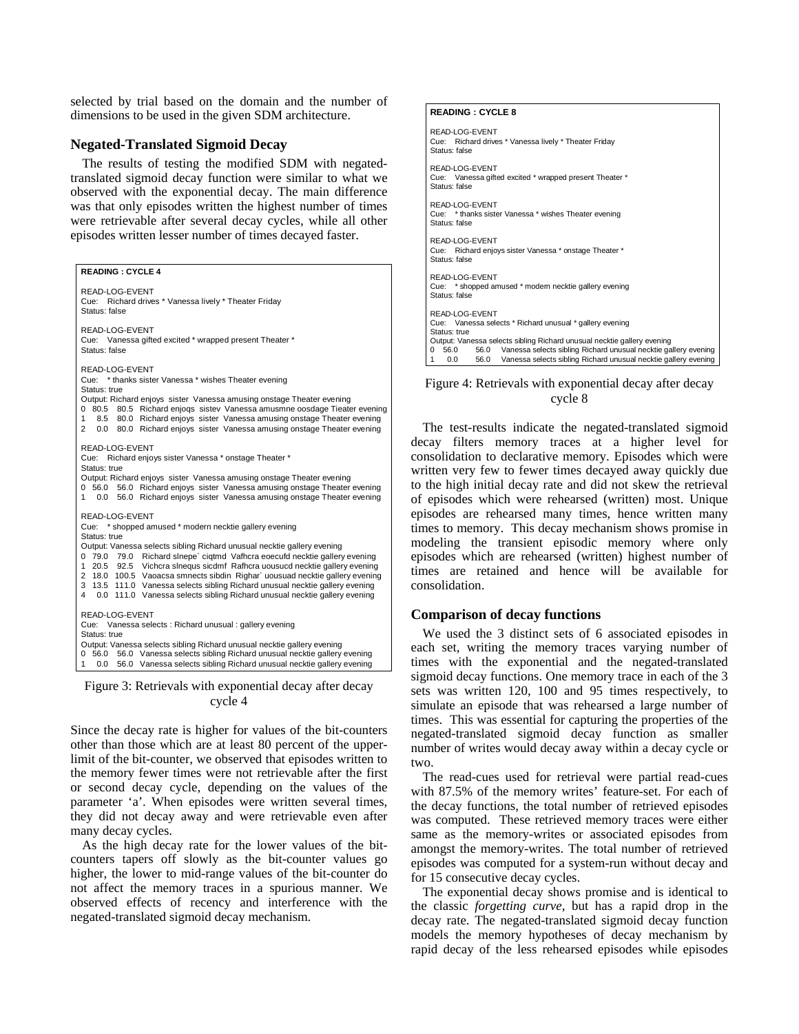selected by trial based on the domain and the number of dimensions to be used in the given SDM architecture.

### Negated-Translated Sigmoid Decay

The results of testing the modified SDM with negated-translated sigmoid decay function were similar to what we observed with the exponential decay. The main difference was that only episodes written the highest number of times were retrievable after several decay cycles, while all other episodes written lesser number of times decayed faster.

```
READING : CYCLE 4

READ-LOG-EVENT
Cue:   Richard drives * Vanessa lively * Theater Friday
Status: false

READ-LOG-EVENT
Cue:   Vanessa gifted excited * wrapped present Theater *
Status: false

READ-LOG-EVENT
Cue:   * thanks sister Vanessa * wishes Theater evening
Status: true
Output: Richard enjoys  sister  Vanessa amusing onstage Theater evening
0  80.5   80.5  Richard enjoqs  sistev  Vanessa amusmne oosdage Tieater evening
1    8.5   80.0  Richard enjoys  sister  Vanessa amusing onstage Theater evening
2    0.0   80.0  Richard enjoys  sister  Vanessa amusing onstage Theater evening

READ-LOG-EVENT
Cue:   Richard enjoys sister Vanessa * onstage Theater *
Status: true
Output: Richard enjoys  sister  Vanessa amusing onstage Theater evening
0  56.0   56.0  Richard enjoys  sister  Vanessa amusing onstage Theater evening
1    0.0   56.0  Richard enjoys  sister  Vanessa amusing onstage Theater evening

READ-LOG-EVENT
Cue:   * shopped amused * modern necktie gallery evening
Status: true
Output: Vanessa selects sibling Richard unusual necktie gallery evening
0  79.0    79.0   Richard slnepe` ciqtmd  Vafhcra eoecufd necktie gallery evening
1  20.5    92.5   Vichcra slnequs sicdmf  Rafhcra uousucd necktie gallery evening
2  18.0  100.5   Vaoacsa smnects sibdin  Righar` uousuad necktie gallery evening
3  13.5  111.0   Vanessa selects sibling Richard unusual necktie gallery evening
4    0.0  111.0   Vanessa selects sibling Richard unusual necktie gallery evening

READ-LOG-EVENT
Cue:   Vanessa selects : Richard unusual : gallery evening
Status: true
Output: Vanessa selects sibling Richard unusual necktie gallery evening
0  56.0   56.0  Vanessa selects sibling Richard unusual necktie gallery evening
1    0.0   56.0  Vanessa selects sibling Richard unusual necktie gallery evening
```

Figure 3: Retrievals with exponential decay after decay cycle 4

Since the decay rate is higher for values of the bit-counters other than those which are at least 80 percent of the upper-limit of the bit-counter, we observed that episodes written to the memory fewer times were not retrievable after the first or second decay cycle, depending on the values of the parameter 'a'. When episodes were written several times, they did not decay away and were retrievable even after many decay cycles.

As the high decay rate for the lower values of the bit-counters tapers off slowly as the bit-counter values go higher, the lower to mid-range values of the bit-counter do not affect the memory traces in a spurious manner. We observed effects of recency and interference with the negated-translated sigmoid decay mechanism.

```
READING : CYCLE 8

READ-LOG-EVENT
Cue:   Richard drives * Vanessa lively * Theater Friday
Status: false

READ-LOG-EVENT
Cue:   Vanessa gifted excited * wrapped present Theater *
Status: false

READ-LOG-EVENT
Cue:   * thanks sister Vanessa * wishes Theater evening
Status: false

READ-LOG-EVENT
Cue:   Richard enjoys sister Vanessa * onstage Theater *
Status: false

READ-LOG-EVENT
Cue:   * shopped amused * modern necktie gallery evening
Status: false

READ-LOG-EVENT
Cue:   Vanessa selects * Richard unusual * gallery evening
Status: true
Output: Vanessa selects sibling Richard unusual necktie gallery evening
0   56.0      56.0   Vanessa selects sibling Richard unusual necktie gallery evening
1     0.0      56.0   Vanessa selects sibling Richard unusual necktie gallery evening
```

Figure 4: Retrievals with exponential decay after decay cycle 8

The test-results indicate the negated-translated sigmoid decay filters memory traces at a higher level for consolidation to declarative memory. Episodes which were written very few to fewer times decayed away quickly due to the high initial decay rate and did not skew the retrieval of episodes which were rehearsed (written) most. Unique episodes are rehearsed many times, hence written many times to memory. This decay mechanism shows promise in modeling the transient episodic memory where only episodes which are rehearsed (written) highest number of times are retained and hence will be available for consolidation.

### Comparison of decay functions

We used the 3 distinct sets of 6 associated episodes in each set, writing the memory traces varying number of times with the exponential and the negated-translated sigmoid decay functions. One memory trace in each of the 3 sets was written 120, 100 and 95 times respectively, to simulate an episode that was rehearsed a large number of times. This was essential for capturing the properties of the negated-translated sigmoid decay function as smaller number of writes would decay away within a decay cycle or two.

The read-cues used for retrieval were partial read-cues with 87.5% of the memory writes' feature-set. For each of the decay functions, the total number of retrieved episodes was computed. These retrieved memory traces were either same as the memory-writes or associated episodes from amongst the memory-writes. The total number of retrieved episodes was computed for a system-run without decay and for 15 consecutive decay cycles.

The exponential decay shows promise and is identical to the classic *forgetting curve*, but has a rapid drop in the decay rate. The negated-translated sigmoid decay function models the memory hypotheses of decay mechanism by rapid decay of the less rehearsed episodes while episodes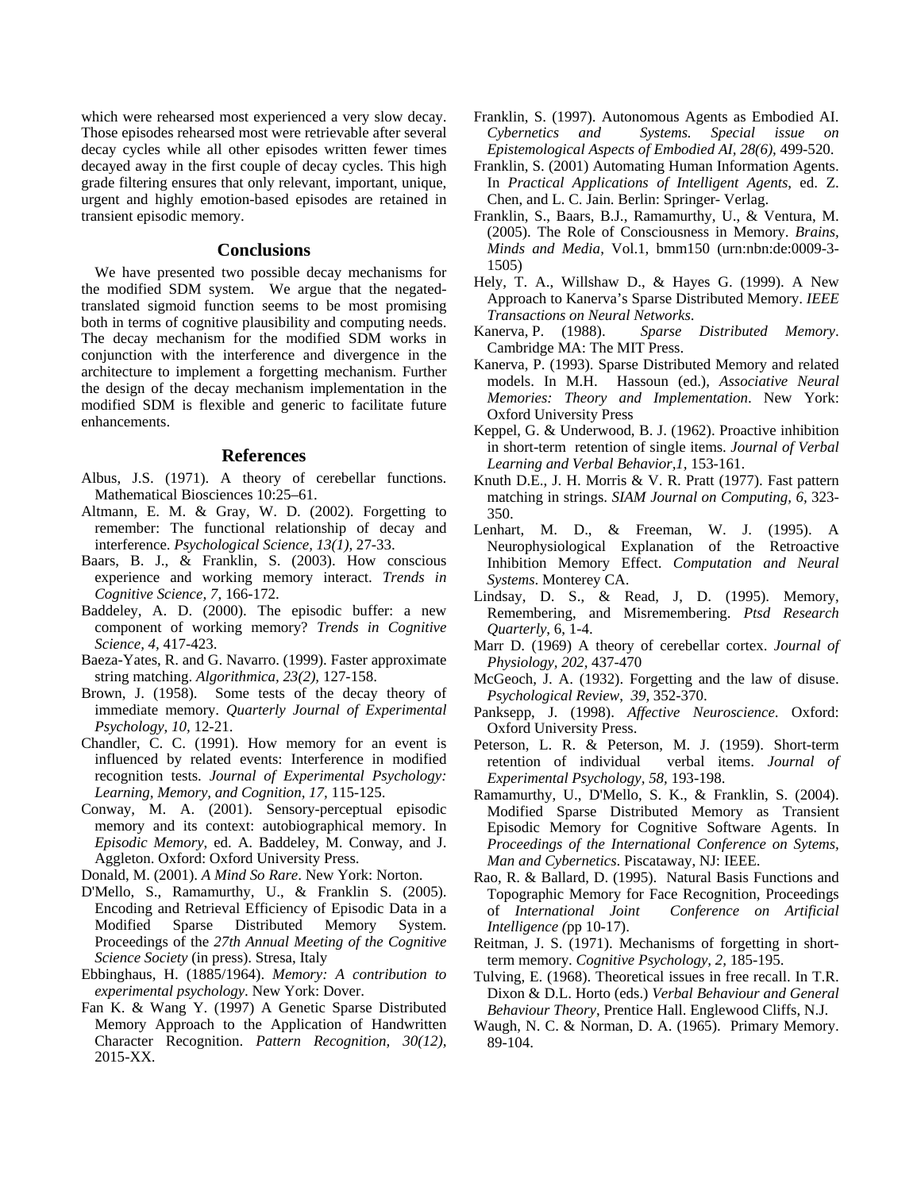which were rehearsed most experienced a very slow decay. Those episodes rehearsed most were retrievable after several decay cycles while all other episodes written fewer times decayed away in the first couple of decay cycles. This high grade filtering ensures that only relevant, important, unique, urgent and highly emotion-based episodes are retained in transient episodic memory.

## Conclusions

We have presented two possible decay mechanisms for the modified SDM system. We argue that the negated-translated sigmoid function seems to be most promising both in terms of cognitive plausibility and computing needs. The decay mechanism for the modified SDM works in conjunction with the interference and divergence in the architecture to implement a forgetting mechanism. Further the design of the decay mechanism implementation in the modified SDM is flexible and generic to facilitate future enhancements.

## References

Albus, J.S. (1971). A theory of cerebellar functions. Mathematical Biosciences 10:25–61.

Altmann, E. M. & Gray, W. D. (2002). Forgetting to remember: The functional relationship of decay and interference. *Psychological Science, 13(1),* 27-33.

Baars, B. J., & Franklin, S. (2003). How conscious experience and working memory interact. *Trends in Cognitive Science, 7,* 166-172.

Baddeley, A. D. (2000). The episodic buffer: a new component of working memory? *Trends in Cognitive Science, 4,* 417-423.

Baeza-Yates, R. and G. Navarro. (1999). Faster approximate string matching. *Algorithmica, 23(2),* 127-158.

Brown, J. (1958). Some tests of the decay theory of immediate memory. *Quarterly Journal of Experimental Psychology, 10,* 12-21.

Chandler, C. C. (1991). How memory for an event is influenced by related events: Interference in modified recognition tests. *Journal of Experimental Psychology: Learning, Memory, and Cognition, 17,* 115-125.

Conway, M. A. (2001). Sensory-perceptual episodic memory and its context: autobiographical memory. In *Episodic Memory,* ed. A. Baddeley, M. Conway, and J. Aggleton. Oxford: Oxford University Press.

Donald, M. (2001). *A Mind So Rare*. New York: Norton.

D'Mello, S., Ramamurthy, U., & Franklin S. (2005). Encoding and Retrieval Efficiency of Episodic Data in a Modified Sparse Distributed Memory System. Proceedings of the *27th Annual Meeting of the Cognitive Science Society* (in press). Stresa, Italy

Ebbinghaus, H. (1885/1964). *Memory: A contribution to experimental psychology*. New York: Dover.

Fan K. & Wang Y. (1997) A Genetic Sparse Distributed Memory Approach to the Application of Handwritten Character Recognition. *Pattern Recognition, 30(12),* 2015-XX.

Franklin, S. (1997). Autonomous Agents as Embodied AI. *Cybernetics and Systems. Special issue on Epistemological Aspects of Embodied AI, 28(6),* 499-520.

Franklin, S. (2001) Automating Human Information Agents. In *Practical Applications of Intelligent Agents,* ed. Z. Chen, and L. C. Jain. Berlin: Springer- Verlag.

Franklin, S., Baars, B.J., Ramamurthy, U., & Ventura, M. (2005). The Role of Consciousness in Memory. *Brains, Minds and Media*, Vol.1, bmm150 (urn:nbn:de:0009-3-1505)

Hely, T. A., Willshaw D., & Hayes G. (1999). A New Approach to Kanerva's Sparse Distributed Memory. *IEEE Transactions on Neural Networks.*

Kanerva, P. (1988). *Sparse Distributed Memory*. Cambridge MA: The MIT Press.

Kanerva, P. (1993). Sparse Distributed Memory and related models. In M.H. Hassoun (ed.), *Associative Neural Memories: Theory and Implementation*. New York: Oxford University Press

Keppel, G. & Underwood, B. J. (1962). Proactive inhibition in short-term retention of single items. *Journal of Verbal Learning and Verbal Behavior,1,* 153-161.

Knuth D.E., J. H. Morris & V. R. Pratt (1977). Fast pattern matching in strings. *SIAM Journal on Computing, 6,* 323-350.

Lenhart, M. D., & Freeman, W. J. (1995). A Neurophysiological Explanation of the Retroactive Inhibition Memory Effect. *Computation and Neural Systems*. Monterey CA.

Lindsay, D. S., & Read, J, D. (1995). Memory, Remembering, and Misremembering. *Ptsd Research Quarterly*, 6, 1-4.

Marr D. (1969) A theory of cerebellar cortex. *Journal of Physiology, 202,* 437-470

McGeoch, J. A. (1932). Forgetting and the law of disuse. *Psychological Review, 39,* 352-370.

Panksepp, J. (1998). *Affective Neuroscience*. Oxford: Oxford University Press.

Peterson, L. R. & Peterson, M. J. (1959). Short-term retention of individual verbal items. *Journal of Experimental Psychology, 58,* 193-198.

Ramamurthy, U., D'Mello, S. K., & Franklin, S. (2004). Modified Sparse Distributed Memory as Transient Episodic Memory for Cognitive Software Agents. In *Proceedings of the International Conference on Sytems, Man and Cybernetics*. Piscataway, NJ: IEEE.

Rao, R. & Ballard, D. (1995). Natural Basis Functions and Topographic Memory for Face Recognition, Proceedings of *International Joint Conference on Artificial Intelligence (*pp 10-17).

Reitman, J. S. (1971). Mechanisms of forgetting in short-term memory. *Cognitive Psychology, 2,* 185-195.

Tulving, E. (1968). Theoretical issues in free recall. In T.R. Dixon & D.L. Horto (eds.) *Verbal Behaviour and General Behaviour Theory*, Prentice Hall. Englewood Cliffs, N.J.

Waugh, N. C. & Norman, D. A. (1965). Primary Memory. 89-104.